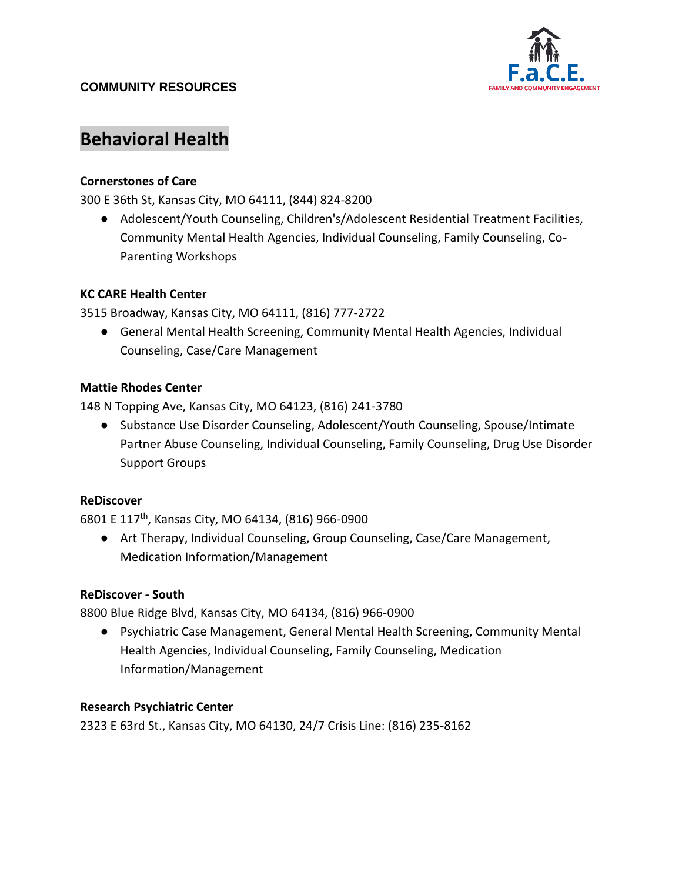COMMUNITY RESOURCES

F.a.C.E.
FAMILY AND COMMUNITY ENGAGEMENT

# Behavioral Health

**Cornerstones of Care**
300 E 36th St, Kansas City, MO 64111, (844) 824-8200

- Adolescent/Youth Counseling, Children's/Adolescent Residential Treatment Facilities, Community Mental Health Agencies, Individual Counseling, Family Counseling, Co-Parenting Workshops

**KC CARE Health Center**
3515 Broadway, Kansas City, MO 64111, (816) 777-2722

- General Mental Health Screening, Community Mental Health Agencies, Individual Counseling, Case/Care Management

**Mattie Rhodes Center**
148 N Topping Ave, Kansas City, MO 64123, (816) 241-3780

- Substance Use Disorder Counseling, Adolescent/Youth Counseling, Spouse/Intimate Partner Abuse Counseling, Individual Counseling, Family Counseling, Drug Use Disorder Support Groups

**ReDiscover**
6801 E 117th, Kansas City, MO 64134, (816) 966-0900

- Art Therapy, Individual Counseling, Group Counseling, Case/Care Management, Medication Information/Management

**ReDiscover - South**
8800 Blue Ridge Blvd, Kansas City, MO 64134, (816) 966-0900

- Psychiatric Case Management, General Mental Health Screening, Community Mental Health Agencies, Individual Counseling, Family Counseling, Medication Information/Management

**Research Psychiatric Center**
2323 E 63rd St., Kansas City, MO 64130, 24/7 Crisis Line: (816) 235-8162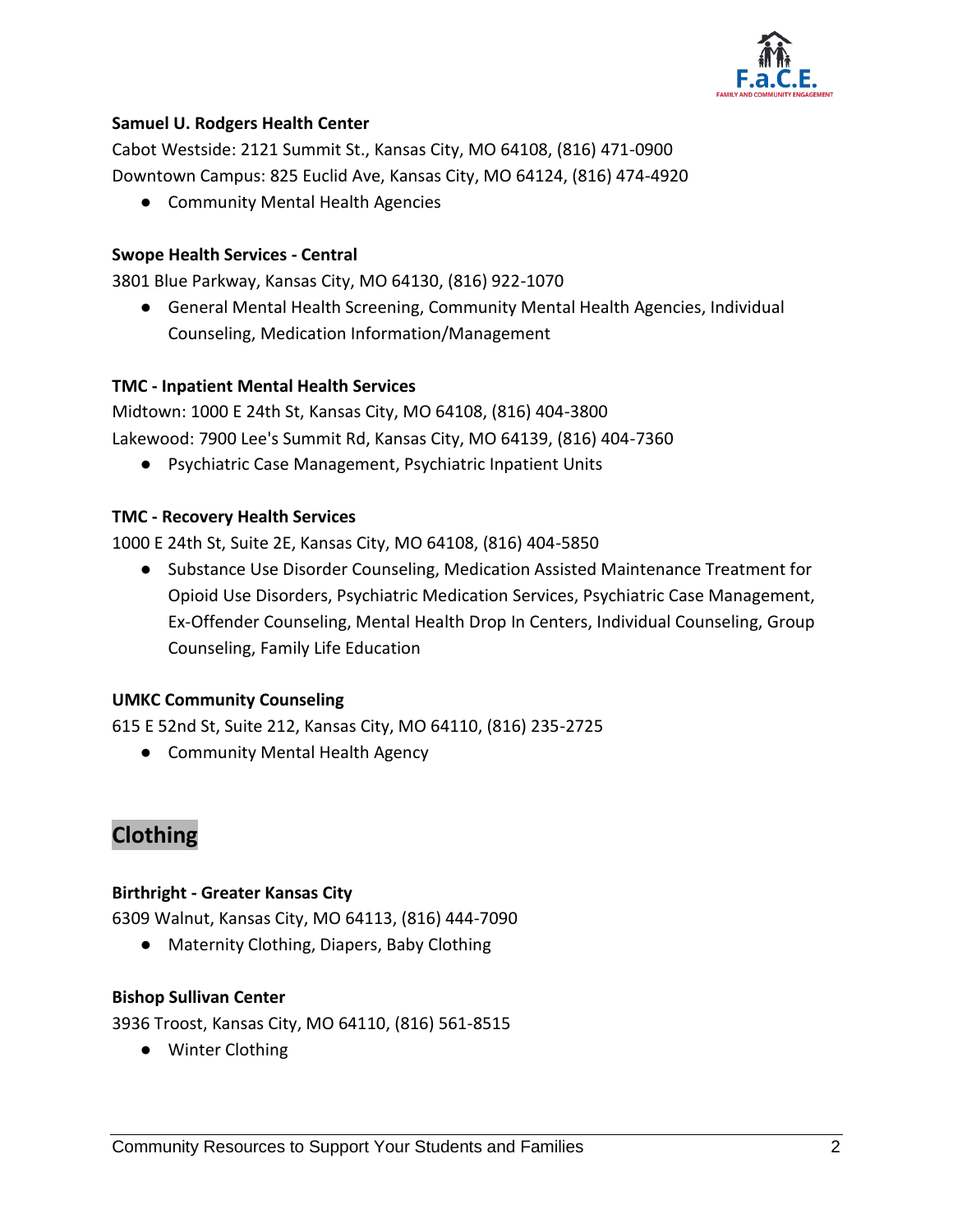**Samuel U. Rodgers Health Center**

Cabot Westside: 2121 Summit St., Kansas City, MO 64108, (816) 471-0900

Downtown Campus: 825 Euclid Ave, Kansas City, MO 64124, (816) 474-4920

- Community Mental Health Agencies

**Swope Health Services - Central**

3801 Blue Parkway, Kansas City, MO 64130, (816) 922-1070

- General Mental Health Screening, Community Mental Health Agencies, Individual Counseling, Medication Information/Management

**TMC - Inpatient Mental Health Services**

Midtown: 1000 E 24th St, Kansas City, MO 64108, (816) 404-3800

Lakewood: 7900 Lee's Summit Rd, Kansas City, MO 64139, (816) 404-7360

- Psychiatric Case Management, Psychiatric Inpatient Units

**TMC - Recovery Health Services**

1000 E 24th St, Suite 2E, Kansas City, MO 64108, (816) 404-5850

- Substance Use Disorder Counseling, Medication Assisted Maintenance Treatment for Opioid Use Disorders, Psychiatric Medication Services, Psychiatric Case Management, Ex-Offender Counseling, Mental Health Drop In Centers, Individual Counseling, Group Counseling, Family Life Education

**UMKC Community Counseling**

615 E 52nd St, Suite 212, Kansas City, MO 64110, (816) 235-2725

- Community Mental Health Agency

## Clothing

**Birthright - Greater Kansas City**

6309 Walnut, Kansas City, MO 64113, (816) 444-7090

- Maternity Clothing, Diapers, Baby Clothing

**Bishop Sullivan Center**

3936 Troost, Kansas City, MO 64110, (816) 561-8515

- Winter Clothing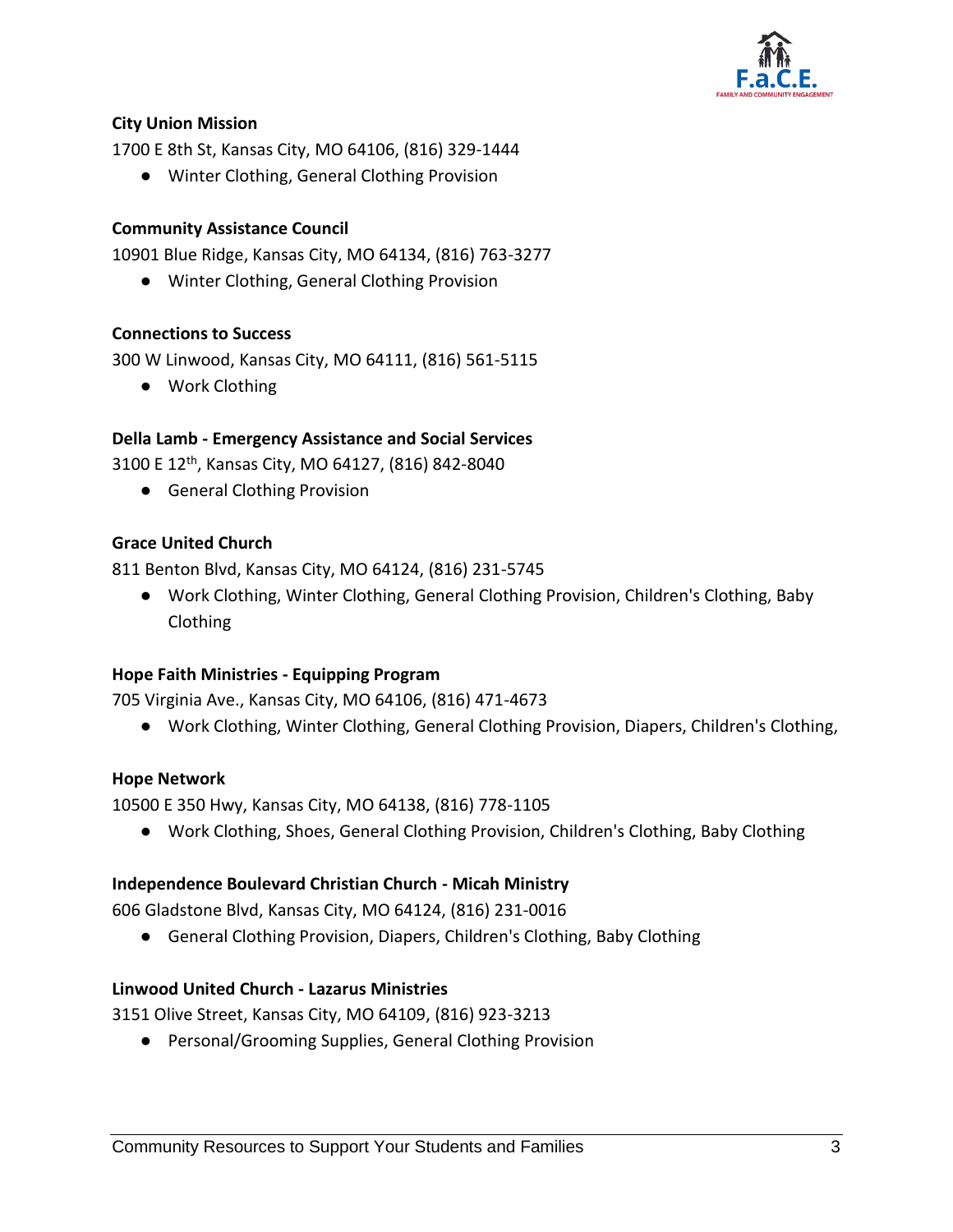**City Union Mission**

1700 E 8th St, Kansas City, MO 64106, (816) 329-1444

- Winter Clothing, General Clothing Provision

**Community Assistance Council**

10901 Blue Ridge, Kansas City, MO 64134, (816) 763-3277

- Winter Clothing, General Clothing Provision

**Connections to Success**

300 W Linwood, Kansas City, MO 64111, (816) 561-5115

- Work Clothing

**Della Lamb - Emergency Assistance and Social Services**

3100 E 12th, Kansas City, MO 64127, (816) 842-8040

- General Clothing Provision

**Grace United Church**

811 Benton Blvd, Kansas City, MO 64124, (816) 231-5745

- Work Clothing, Winter Clothing, General Clothing Provision, Children's Clothing, Baby Clothing

**Hope Faith Ministries - Equipping Program**

705 Virginia Ave., Kansas City, MO 64106, (816) 471-4673

- Work Clothing, Winter Clothing, General Clothing Provision, Diapers, Children's Clothing,

**Hope Network**

10500 E 350 Hwy, Kansas City, MO 64138, (816) 778-1105

- Work Clothing, Shoes, General Clothing Provision, Children's Clothing, Baby Clothing

**Independence Boulevard Christian Church - Micah Ministry**

606 Gladstone Blvd, Kansas City, MO 64124, (816) 231-0016

- General Clothing Provision, Diapers, Children's Clothing, Baby Clothing

**Linwood United Church - Lazarus Ministries**

3151 Olive Street, Kansas City, MO 64109, (816) 923-3213

- Personal/Grooming Supplies, General Clothing Provision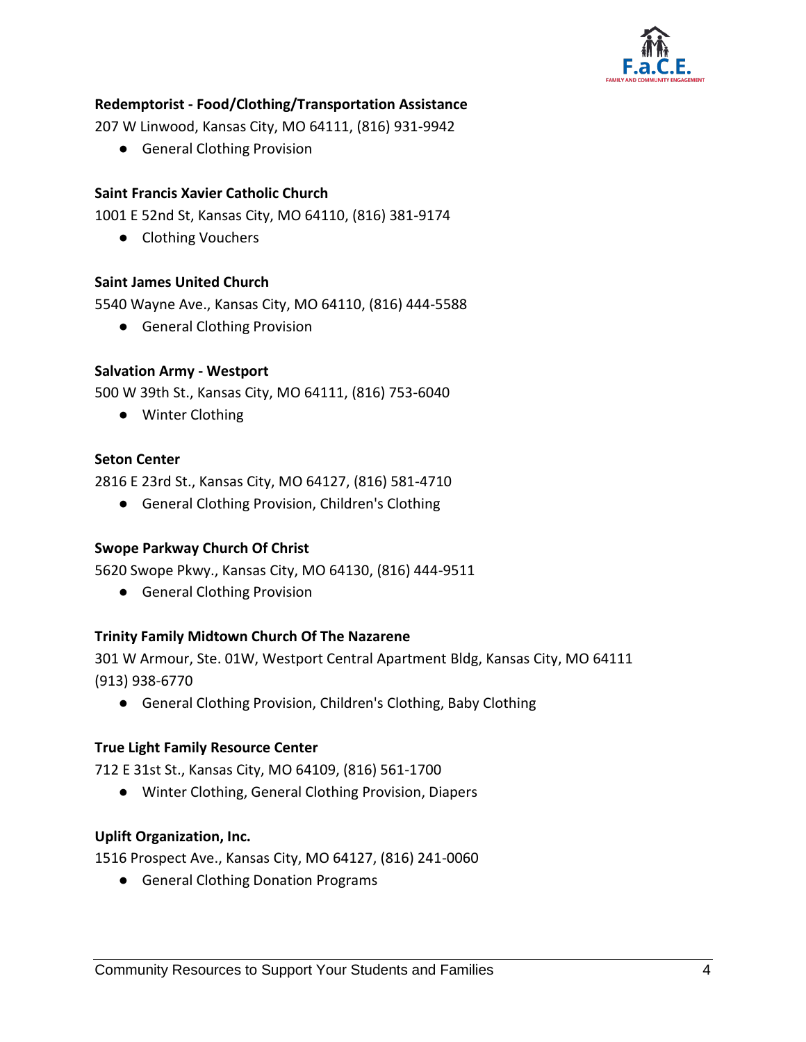**Redemptorist - Food/Clothing/Transportation Assistance**

207 W Linwood, Kansas City, MO 64111, (816) 931-9942

- General Clothing Provision

**Saint Francis Xavier Catholic Church**

1001 E 52nd St, Kansas City, MO 64110, (816) 381-9174

- Clothing Vouchers

**Saint James United Church**

5540 Wayne Ave., Kansas City, MO 64110, (816) 444-5588

- General Clothing Provision

**Salvation Army - Westport**

500 W 39th St., Kansas City, MO 64111, (816) 753-6040

- Winter Clothing

**Seton Center**

2816 E 23rd St., Kansas City, MO 64127, (816) 581-4710

- General Clothing Provision, Children's Clothing

**Swope Parkway Church Of Christ**

5620 Swope Pkwy., Kansas City, MO 64130, (816) 444-9511

- General Clothing Provision

**Trinity Family Midtown Church Of The Nazarene**

301 W Armour, Ste. 01W, Westport Central Apartment Bldg, Kansas City, MO 64111
(913) 938-6770

- General Clothing Provision, Children's Clothing, Baby Clothing

**True Light Family Resource Center**

712 E 31st St., Kansas City, MO 64109, (816) 561-1700

- Winter Clothing, General Clothing Provision, Diapers

**Uplift Organization, Inc.**

1516 Prospect Ave., Kansas City, MO 64127, (816) 241-0060

- General Clothing Donation Programs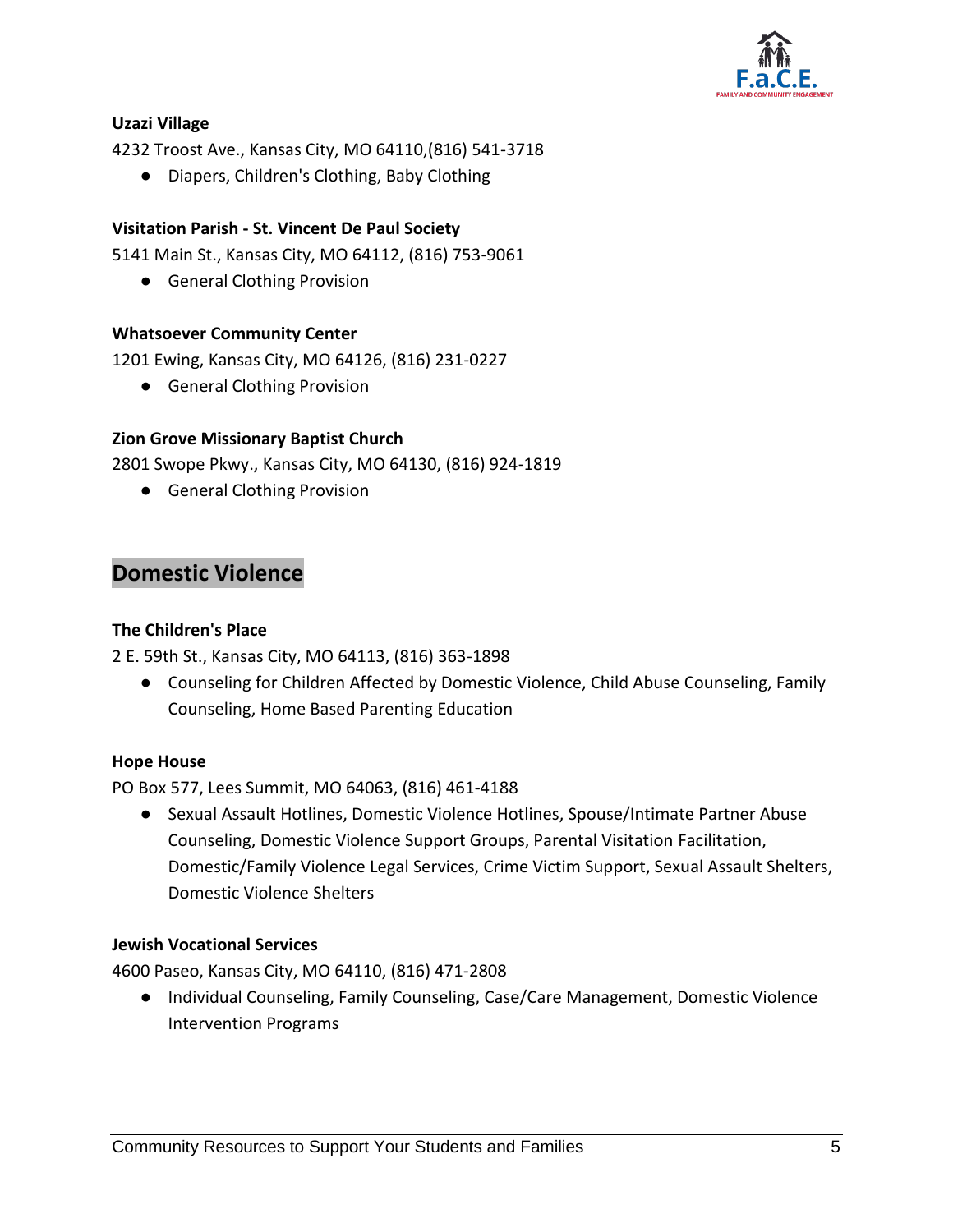**Uzazi Village**

4232 Troost Ave., Kansas City, MO 64110,(816) 541-3718

- Diapers, Children's Clothing, Baby Clothing

**Visitation Parish - St. Vincent De Paul Society**

5141 Main St., Kansas City, MO 64112, (816) 753-9061

- General Clothing Provision

**Whatsoever Community Center**

1201 Ewing, Kansas City, MO 64126, (816) 231-0227

- General Clothing Provision

**Zion Grove Missionary Baptist Church**

2801 Swope Pkwy., Kansas City, MO 64130, (816) 924-1819

- General Clothing Provision

## Domestic Violence

**The Children's Place**

2 E. 59th St., Kansas City, MO 64113, (816) 363-1898

- Counseling for Children Affected by Domestic Violence, Child Abuse Counseling, Family Counseling, Home Based Parenting Education

**Hope House**

PO Box 577, Lees Summit, MO 64063, (816) 461-4188

- Sexual Assault Hotlines, Domestic Violence Hotlines, Spouse/Intimate Partner Abuse Counseling, Domestic Violence Support Groups, Parental Visitation Facilitation, Domestic/Family Violence Legal Services, Crime Victim Support, Sexual Assault Shelters, Domestic Violence Shelters

**Jewish Vocational Services**

4600 Paseo, Kansas City, MO 64110, (816) 471-2808

- Individual Counseling, Family Counseling, Case/Care Management, Domestic Violence Intervention Programs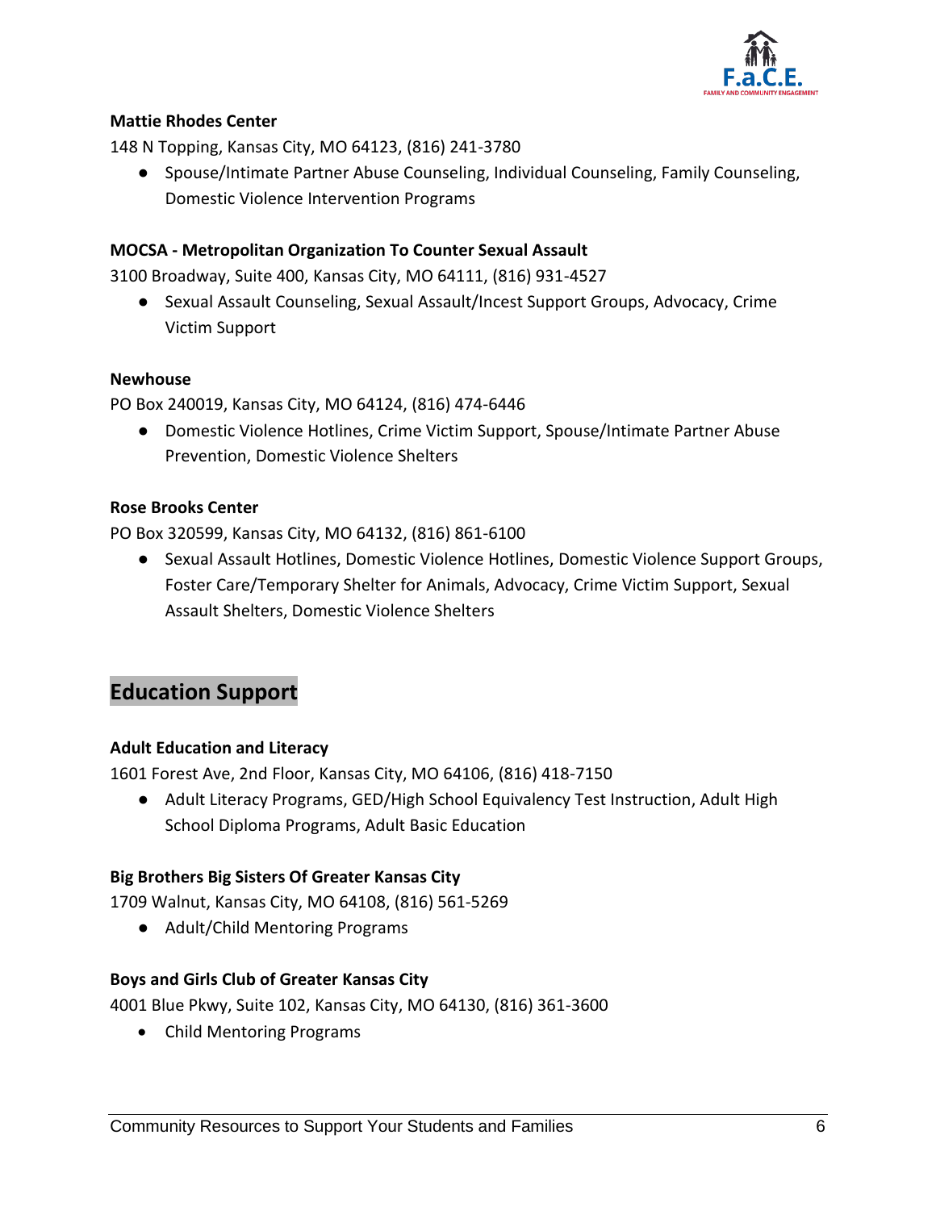**Mattie Rhodes Center**

148 N Topping, Kansas City, MO 64123, (816) 241-3780

- Spouse/Intimate Partner Abuse Counseling, Individual Counseling, Family Counseling, Domestic Violence Intervention Programs

**MOCSA - Metropolitan Organization To Counter Sexual Assault**

3100 Broadway, Suite 400, Kansas City, MO 64111, (816) 931-4527

- Sexual Assault Counseling, Sexual Assault/Incest Support Groups, Advocacy, Crime Victim Support

**Newhouse**

PO Box 240019, Kansas City, MO 64124, (816) 474-6446

- Domestic Violence Hotlines, Crime Victim Support, Spouse/Intimate Partner Abuse Prevention, Domestic Violence Shelters

**Rose Brooks Center**

PO Box 320599, Kansas City, MO 64132, (816) 861-6100

- Sexual Assault Hotlines, Domestic Violence Hotlines, Domestic Violence Support Groups, Foster Care/Temporary Shelter for Animals, Advocacy, Crime Victim Support, Sexual Assault Shelters, Domestic Violence Shelters

## Education Support

**Adult Education and Literacy**

1601 Forest Ave, 2nd Floor, Kansas City, MO 64106, (816) 418-7150

- Adult Literacy Programs, GED/High School Equivalency Test Instruction, Adult High School Diploma Programs, Adult Basic Education

**Big Brothers Big Sisters Of Greater Kansas City**

1709 Walnut, Kansas City, MO 64108, (816) 561-5269

- Adult/Child Mentoring Programs

**Boys and Girls Club of Greater Kansas City**

4001 Blue Pkwy, Suite 102, Kansas City, MO 64130, (816) 361-3600

- Child Mentoring Programs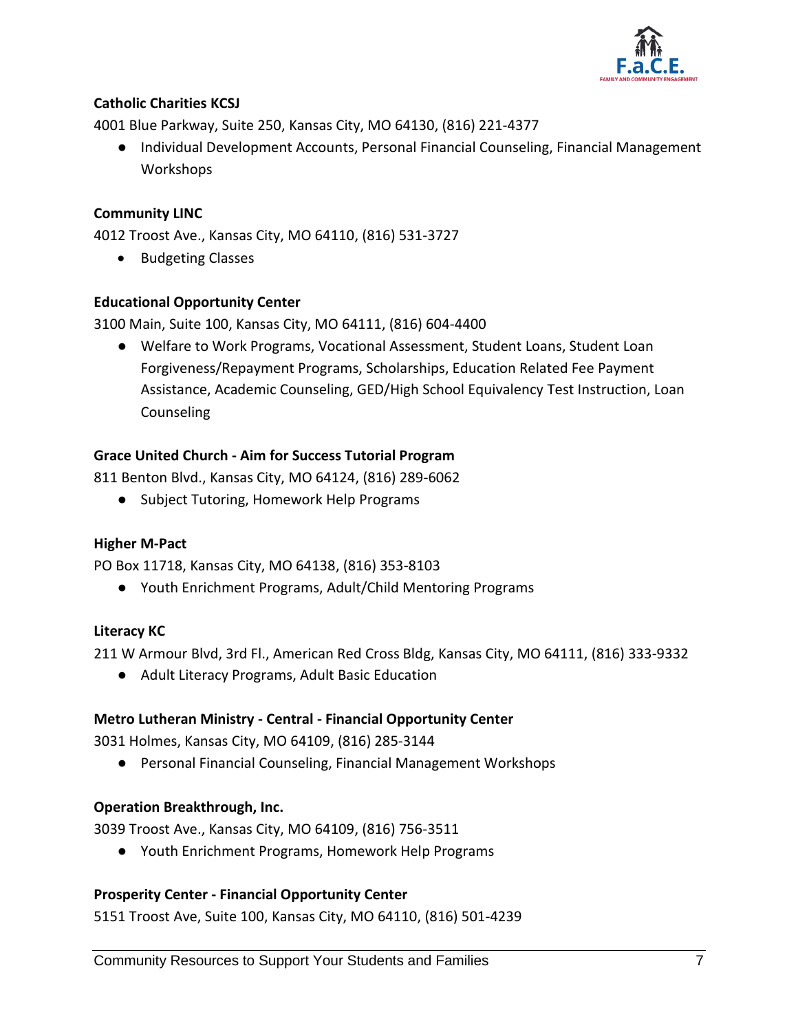**Catholic Charities KCSJ**

4001 Blue Parkway, Suite 250, Kansas City, MO 64130, (816) 221-4377

- Individual Development Accounts, Personal Financial Counseling, Financial Management Workshops

**Community LINC**

4012 Troost Ave., Kansas City, MO 64110, (816) 531-3727

- Budgeting Classes

**Educational Opportunity Center**

3100 Main, Suite 100, Kansas City, MO 64111, (816) 604-4400

- Welfare to Work Programs, Vocational Assessment, Student Loans, Student Loan Forgiveness/Repayment Programs, Scholarships, Education Related Fee Payment Assistance, Academic Counseling, GED/High School Equivalency Test Instruction, Loan Counseling

**Grace United Church - Aim for Success Tutorial Program**

811 Benton Blvd., Kansas City, MO 64124, (816) 289-6062

- Subject Tutoring, Homework Help Programs

**Higher M-Pact**

PO Box 11718, Kansas City, MO 64138, (816) 353-8103

- Youth Enrichment Programs, Adult/Child Mentoring Programs

**Literacy KC**

211 W Armour Blvd, 3rd Fl., American Red Cross Bldg, Kansas City, MO 64111, (816) 333-9332

- Adult Literacy Programs, Adult Basic Education

**Metro Lutheran Ministry - Central - Financial Opportunity Center**

3031 Holmes, Kansas City, MO 64109, (816) 285-3144

- Personal Financial Counseling, Financial Management Workshops

**Operation Breakthrough, Inc.**

3039 Troost Ave., Kansas City, MO 64109, (816) 756-3511

- Youth Enrichment Programs, Homework Help Programs

**Prosperity Center - Financial Opportunity Center**

5151 Troost Ave, Suite 100, Kansas City, MO 64110, (816) 501-4239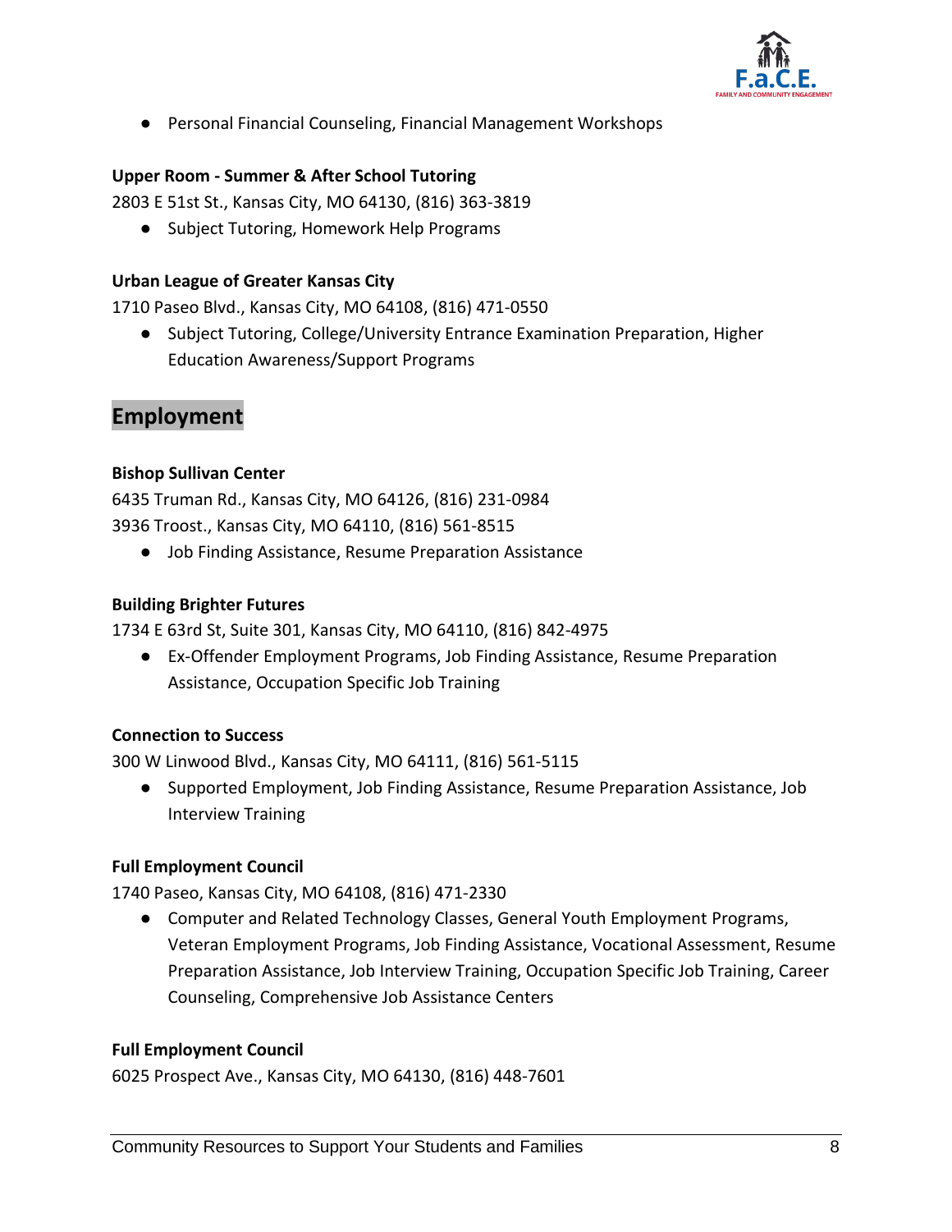- Personal Financial Counseling, Financial Management Workshops

**Upper Room - Summer & After School Tutoring**

2803 E 51st St., Kansas City, MO 64130, (816) 363-3819

- Subject Tutoring, Homework Help Programs

**Urban League of Greater Kansas City**

1710 Paseo Blvd., Kansas City, MO 64108, (816) 471-0550

- Subject Tutoring, College/University Entrance Examination Preparation, Higher Education Awareness/Support Programs

## Employment

**Bishop Sullivan Center**

6435 Truman Rd., Kansas City, MO 64126, (816) 231-0984
3936 Troost., Kansas City, MO 64110, (816) 561-8515

- Job Finding Assistance, Resume Preparation Assistance

**Building Brighter Futures**

1734 E 63rd St, Suite 301, Kansas City, MO 64110, (816) 842-4975

- Ex-Offender Employment Programs, Job Finding Assistance, Resume Preparation Assistance, Occupation Specific Job Training

**Connection to Success**

300 W Linwood Blvd., Kansas City, MO 64111, (816) 561-5115

- Supported Employment, Job Finding Assistance, Resume Preparation Assistance, Job Interview Training

**Full Employment Council**

1740 Paseo, Kansas City, MO 64108, (816) 471-2330

- Computer and Related Technology Classes, General Youth Employment Programs, Veteran Employment Programs, Job Finding Assistance, Vocational Assessment, Resume Preparation Assistance, Job Interview Training, Occupation Specific Job Training, Career Counseling, Comprehensive Job Assistance Centers

**Full Employment Council**

6025 Prospect Ave., Kansas City, MO 64130, (816) 448-7601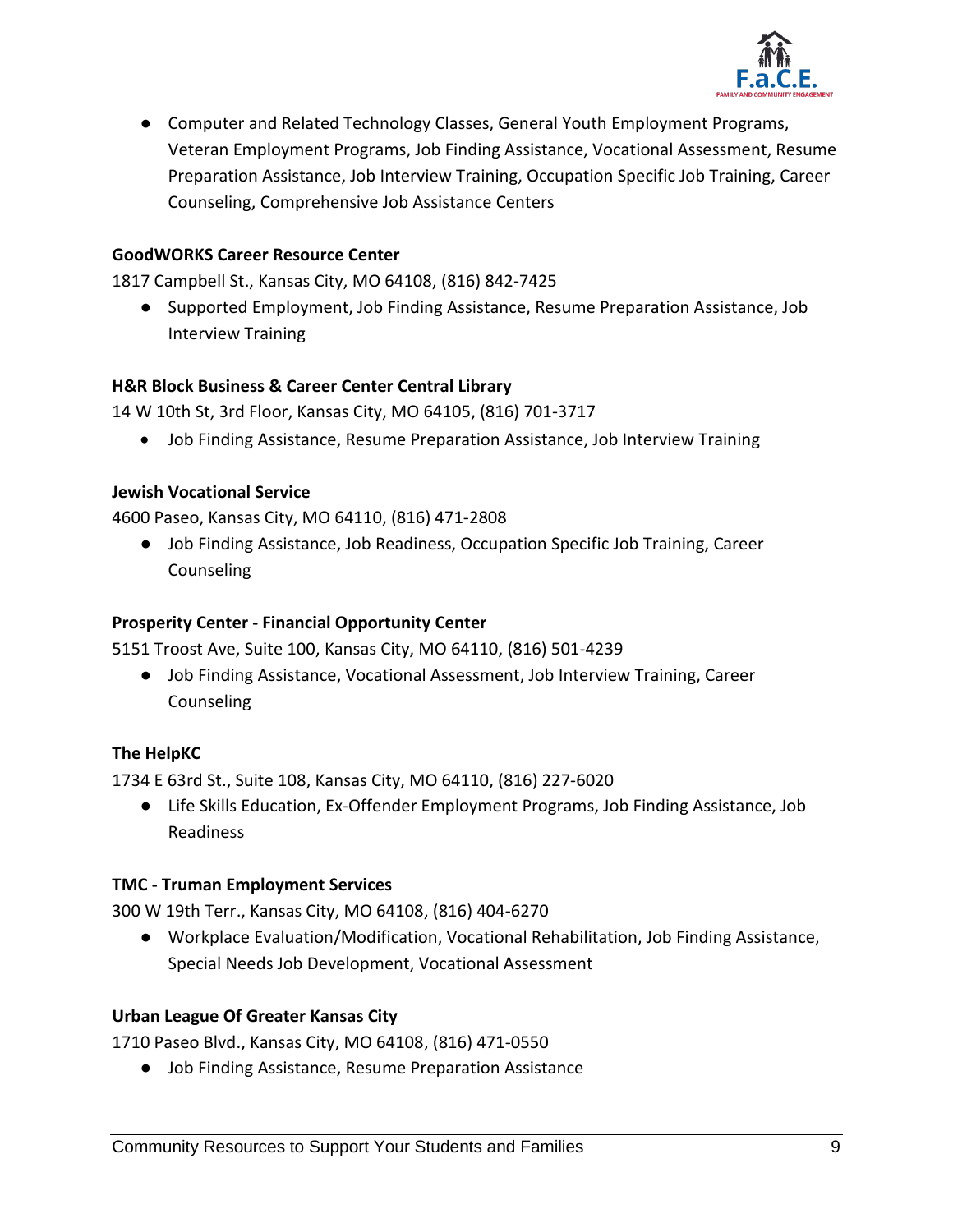- Computer and Related Technology Classes, General Youth Employment Programs, Veteran Employment Programs, Job Finding Assistance, Vocational Assessment, Resume Preparation Assistance, Job Interview Training, Occupation Specific Job Training, Career Counseling, Comprehensive Job Assistance Centers

**GoodWORKS Career Resource Center**
1817 Campbell St., Kansas City, MO 64108, (816) 842-7425

- Supported Employment, Job Finding Assistance, Resume Preparation Assistance, Job Interview Training

**H&R Block Business & Career Center Central Library**
14 W 10th St, 3rd Floor, Kansas City, MO 64105, (816) 701-3717

- Job Finding Assistance, Resume Preparation Assistance, Job Interview Training

**Jewish Vocational Service**
4600 Paseo, Kansas City, MO 64110, (816) 471-2808

- Job Finding Assistance, Job Readiness, Occupation Specific Job Training, Career Counseling

**Prosperity Center - Financial Opportunity Center**
5151 Troost Ave, Suite 100, Kansas City, MO 64110, (816) 501-4239

- Job Finding Assistance, Vocational Assessment, Job Interview Training, Career Counseling

**The HelpKC**
1734 E 63rd St., Suite 108, Kansas City, MO 64110, (816) 227-6020

- Life Skills Education, Ex-Offender Employment Programs, Job Finding Assistance, Job Readiness

**TMC - Truman Employment Services**
300 W 19th Terr., Kansas City, MO 64108, (816) 404-6270

- Workplace Evaluation/Modification, Vocational Rehabilitation, Job Finding Assistance, Special Needs Job Development, Vocational Assessment

**Urban League Of Greater Kansas City**
1710 Paseo Blvd., Kansas City, MO 64108, (816) 471-0550

- Job Finding Assistance, Resume Preparation Assistance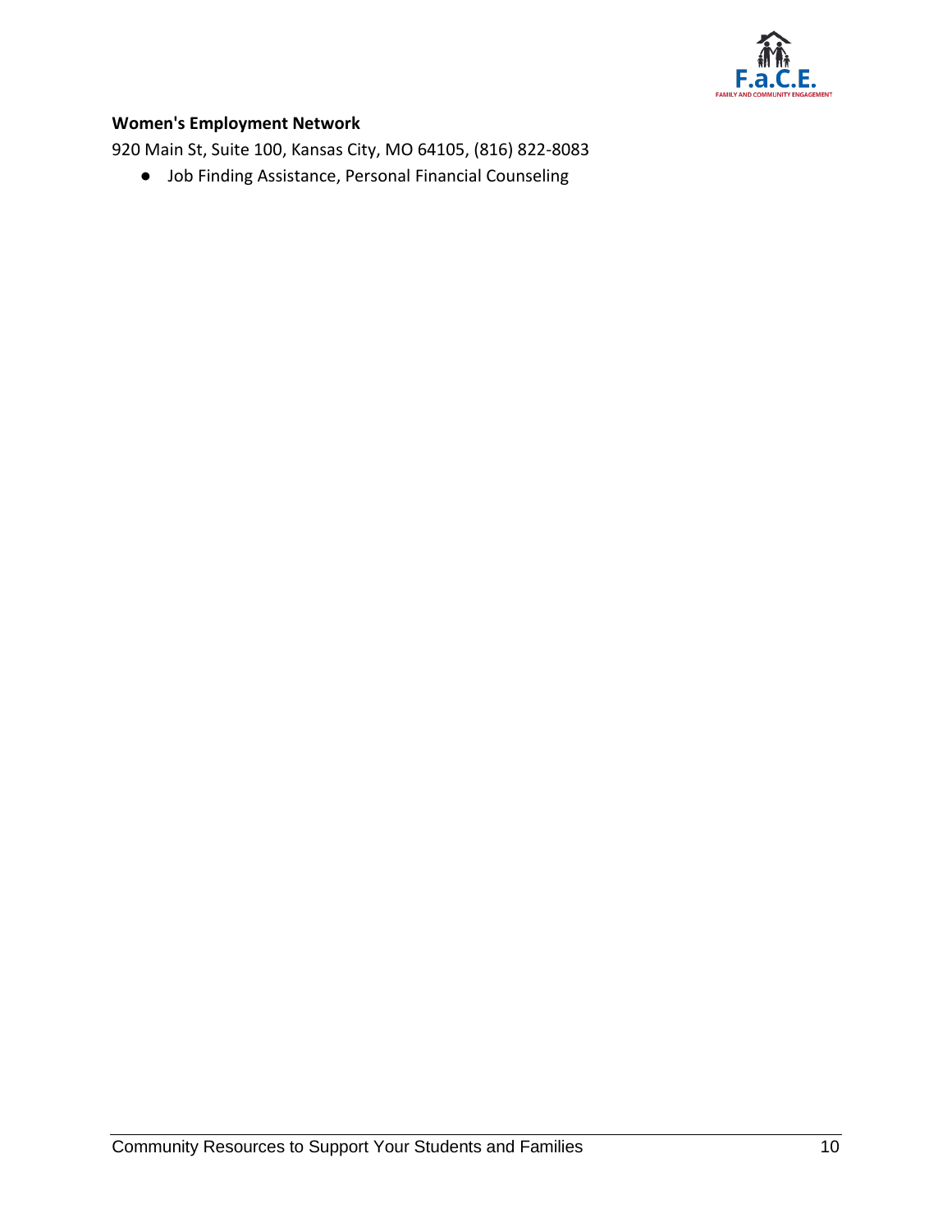**Women's Employment Network**

920 Main St, Suite 100, Kansas City, MO 64105, (816) 822-8083

- Job Finding Assistance, Personal Financial Counseling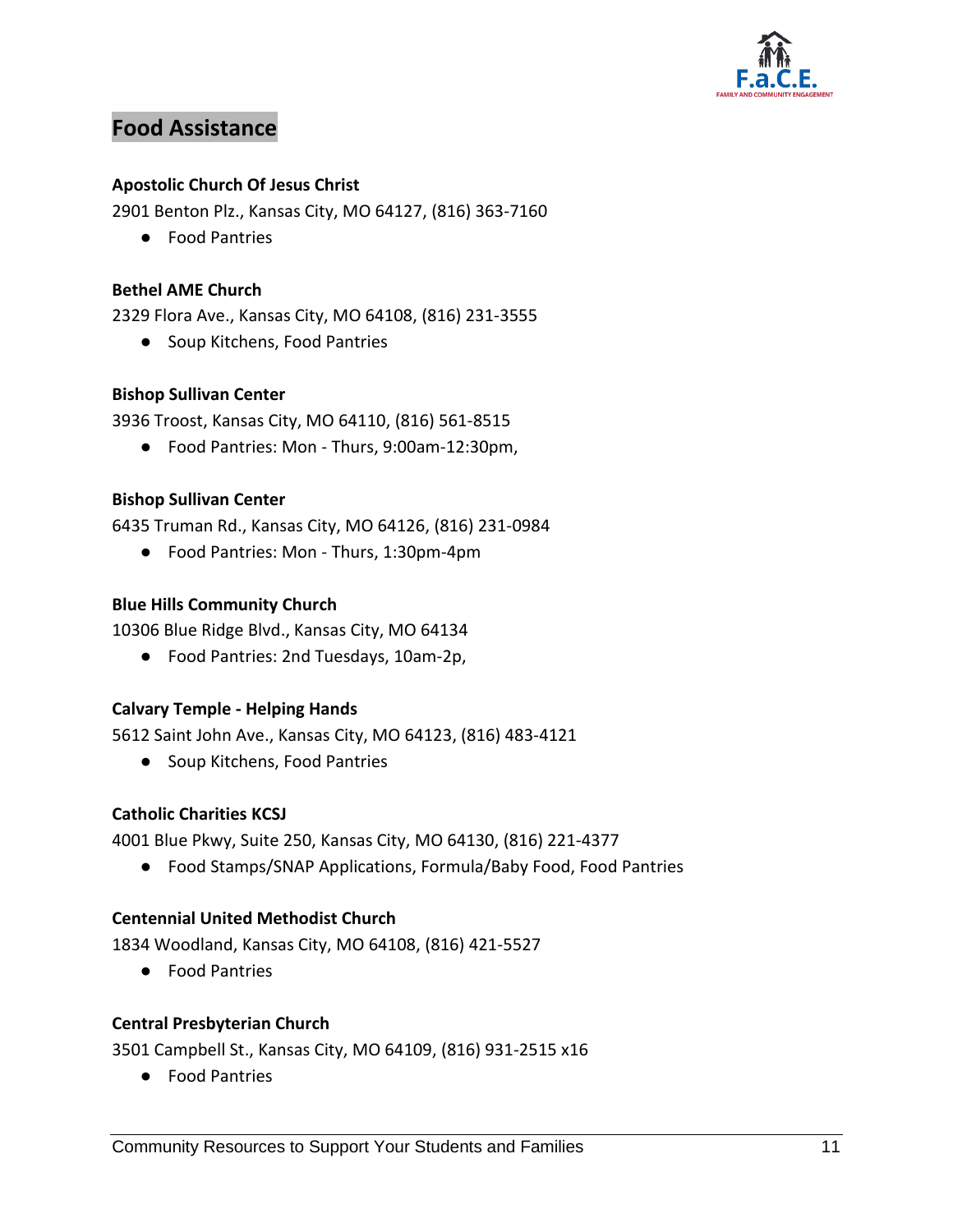## Food Assistance

**Apostolic Church Of Jesus Christ**

2901 Benton Plz., Kansas City, MO 64127, (816) 363-7160

- Food Pantries

**Bethel AME Church**

2329 Flora Ave., Kansas City, MO 64108, (816) 231-3555

- Soup Kitchens, Food Pantries

**Bishop Sullivan Center**

3936 Troost, Kansas City, MO 64110, (816) 561-8515

- Food Pantries: Mon - Thurs, 9:00am-12:30pm,

**Bishop Sullivan Center**

6435 Truman Rd., Kansas City, MO 64126, (816) 231-0984

- Food Pantries: Mon - Thurs, 1:30pm-4pm

**Blue Hills Community Church**

10306 Blue Ridge Blvd., Kansas City, MO 64134

- Food Pantries: 2nd Tuesdays, 10am-2p,

**Calvary Temple - Helping Hands**

5612 Saint John Ave., Kansas City, MO 64123, (816) 483-4121

- Soup Kitchens, Food Pantries

**Catholic Charities KCSJ**

4001 Blue Pkwy, Suite 250, Kansas City, MO 64130, (816) 221-4377

- Food Stamps/SNAP Applications, Formula/Baby Food, Food Pantries

**Centennial United Methodist Church**

1834 Woodland, Kansas City, MO 64108, (816) 421-5527

- Food Pantries

**Central Presbyterian Church**

3501 Campbell St., Kansas City, MO 64109, (816) 931-2515 x16

- Food Pantries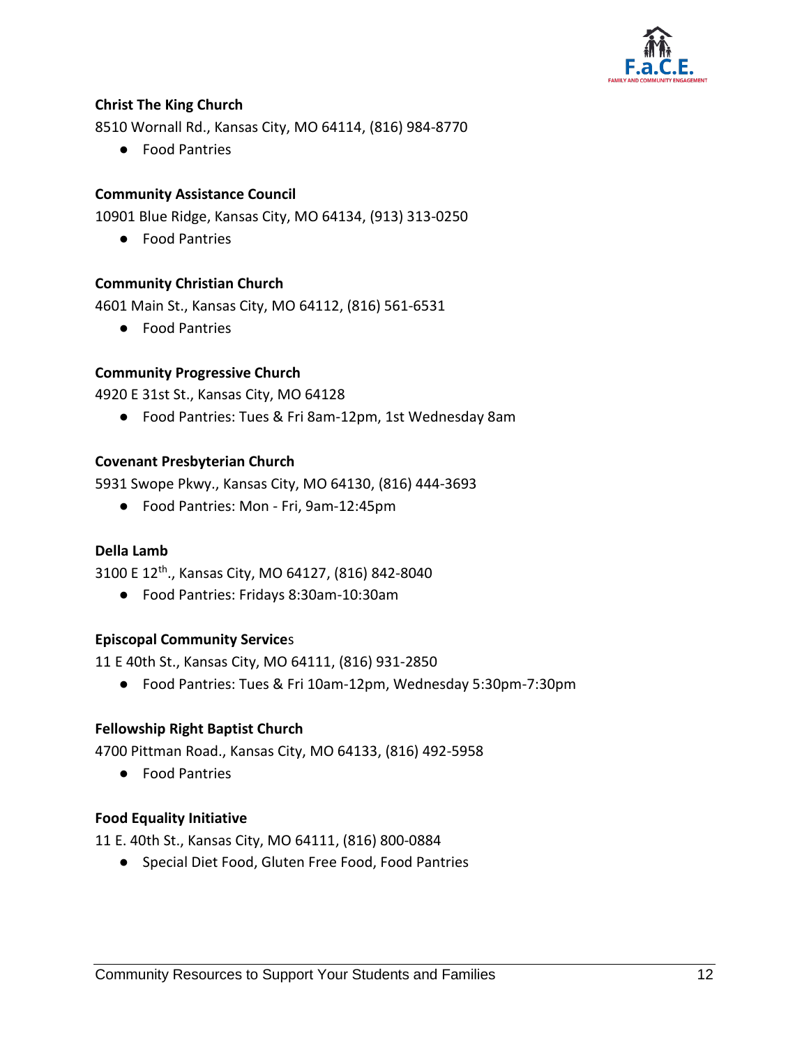**Christ The King Church**

8510 Wornall Rd., Kansas City, MO 64114, (816) 984-8770

- Food Pantries

**Community Assistance Council**

10901 Blue Ridge, Kansas City, MO 64134, (913) 313-0250

- Food Pantries

**Community Christian Church**

4601 Main St., Kansas City, MO 64112, (816) 561-6531

- Food Pantries

**Community Progressive Church**

4920 E 31st St., Kansas City, MO 64128

- Food Pantries: Tues & Fri 8am-12pm, 1st Wednesday 8am

**Covenant Presbyterian Church**

5931 Swope Pkwy., Kansas City, MO 64130, (816) 444-3693

- Food Pantries: Mon - Fri, 9am-12:45pm

**Della Lamb**

3100 E 12th., Kansas City, MO 64127, (816) 842-8040

- Food Pantries: Fridays 8:30am-10:30am

**Episcopal Community Services**

11 E 40th St., Kansas City, MO 64111, (816) 931-2850

- Food Pantries: Tues & Fri 10am-12pm, Wednesday 5:30pm-7:30pm

**Fellowship Right Baptist Church**

4700 Pittman Road., Kansas City, MO 64133, (816) 492-5958

- Food Pantries

**Food Equality Initiative**

11 E. 40th St., Kansas City, MO 64111, (816) 800-0884

- Special Diet Food, Gluten Free Food, Food Pantries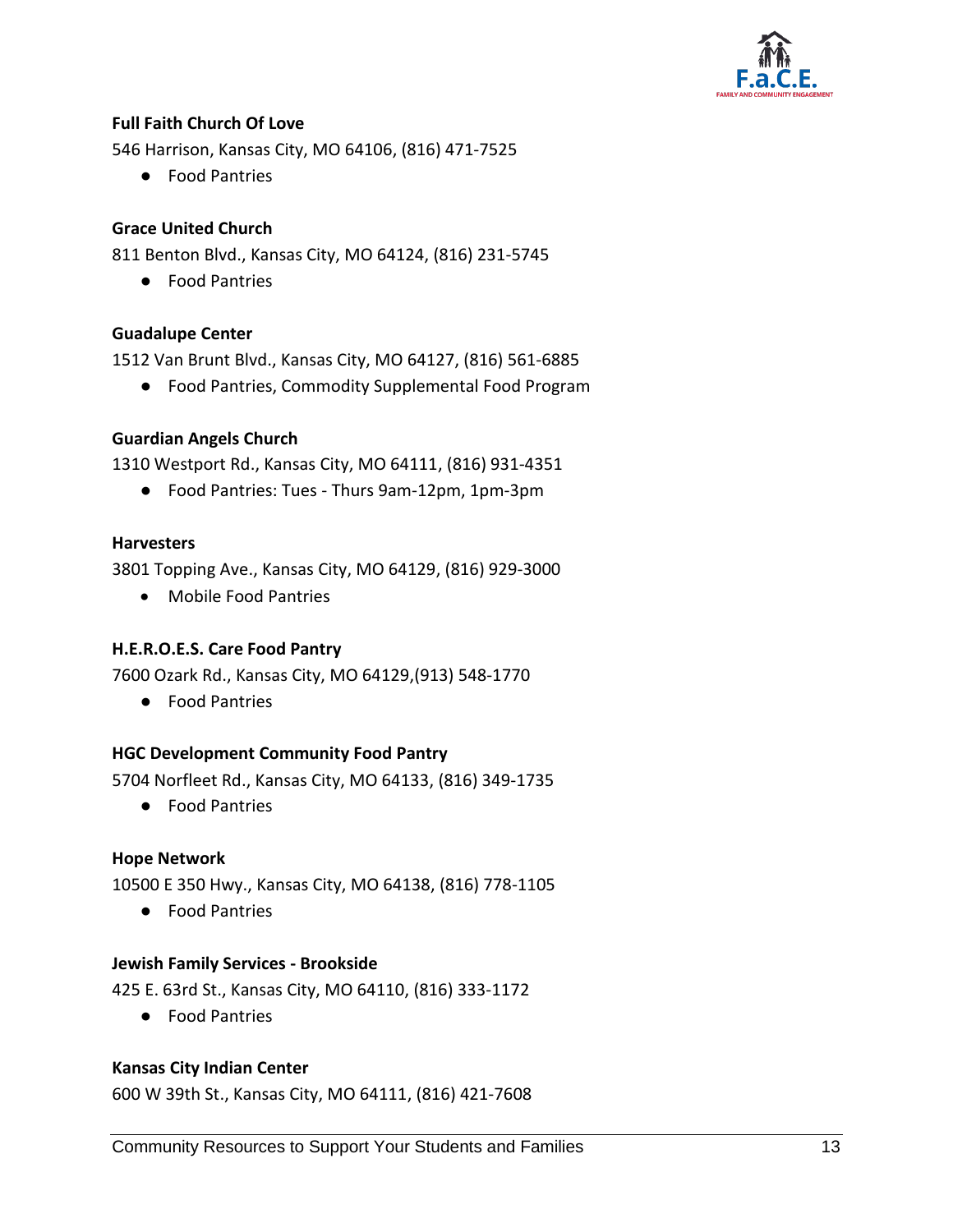**Full Faith Church Of Love**

546 Harrison, Kansas City, MO 64106, (816) 471-7525

- Food Pantries

**Grace United Church**

811 Benton Blvd., Kansas City, MO 64124, (816) 231-5745

- Food Pantries

**Guadalupe Center**

1512 Van Brunt Blvd., Kansas City, MO 64127, (816) 561-6885

- Food Pantries, Commodity Supplemental Food Program

**Guardian Angels Church**

1310 Westport Rd., Kansas City, MO 64111, (816) 931-4351

- Food Pantries: Tues - Thurs 9am-12pm, 1pm-3pm

**Harvesters**

3801 Topping Ave., Kansas City, MO 64129, (816) 929-3000

- Mobile Food Pantries

**H.E.R.O.E.S. Care Food Pantry**

7600 Ozark Rd., Kansas City, MO 64129,(913) 548-1770

- Food Pantries

**HGC Development Community Food Pantry**

5704 Norfleet Rd., Kansas City, MO 64133, (816) 349-1735

- Food Pantries

**Hope Network**

10500 E 350 Hwy., Kansas City, MO 64138, (816) 778-1105

- Food Pantries

**Jewish Family Services - Brookside**

425 E. 63rd St., Kansas City, MO 64110, (816) 333-1172

- Food Pantries

**Kansas City Indian Center**

600 W 39th St., Kansas City, MO 64111, (816) 421-7608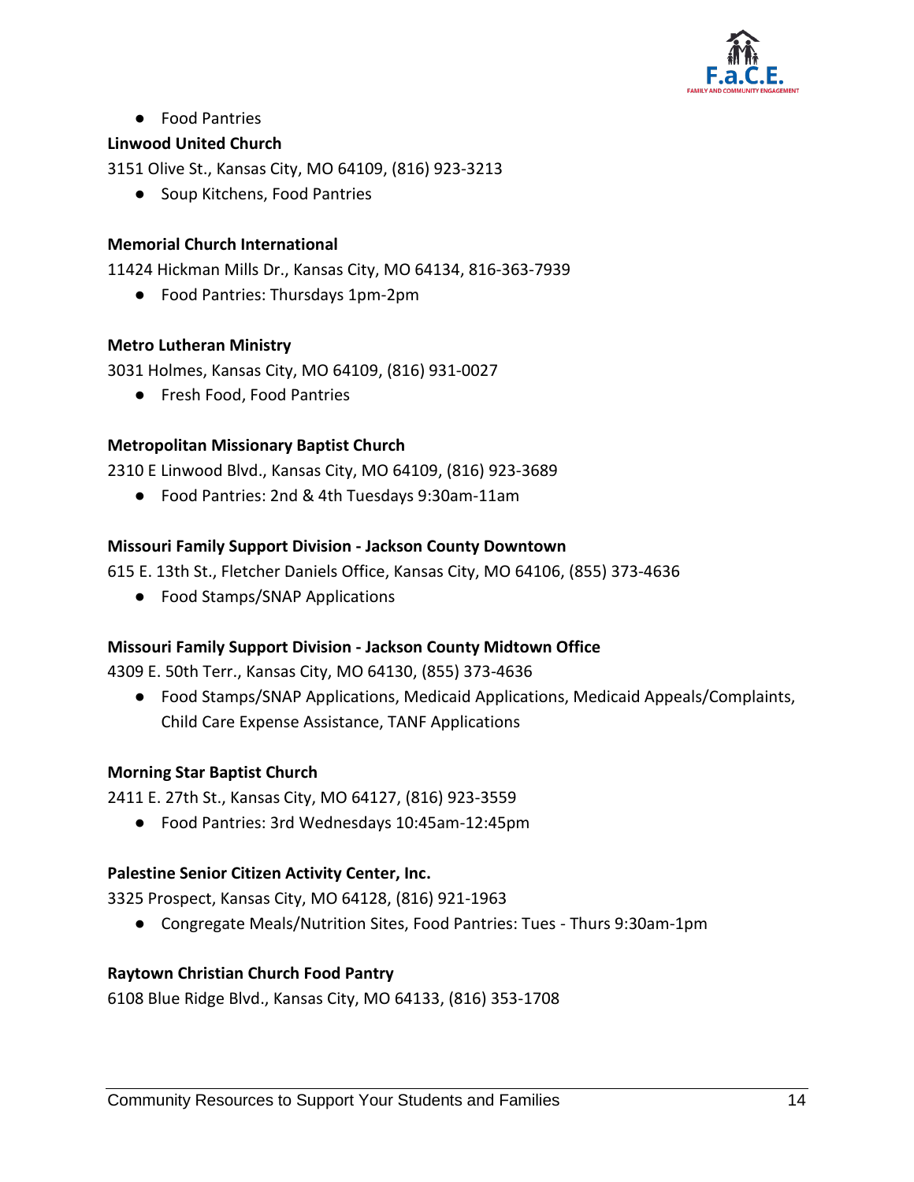- Food Pantries

**Linwood United Church**

3151 Olive St., Kansas City, MO 64109, (816) 923-3213

- Soup Kitchens, Food Pantries

**Memorial Church International**

11424 Hickman Mills Dr., Kansas City, MO 64134, 816-363-7939

- Food Pantries: Thursdays 1pm-2pm

**Metro Lutheran Ministry**

3031 Holmes, Kansas City, MO 64109, (816) 931-0027

- Fresh Food, Food Pantries

**Metropolitan Missionary Baptist Church**

2310 E Linwood Blvd., Kansas City, MO 64109, (816) 923-3689

- Food Pantries: 2nd & 4th Tuesdays 9:30am-11am

**Missouri Family Support Division - Jackson County Downtown**

615 E. 13th St., Fletcher Daniels Office, Kansas City, MO 64106, (855) 373-4636

- Food Stamps/SNAP Applications

**Missouri Family Support Division - Jackson County Midtown Office**

4309 E. 50th Terr., Kansas City, MO 64130, (855) 373-4636

- Food Stamps/SNAP Applications, Medicaid Applications, Medicaid Appeals/Complaints, Child Care Expense Assistance, TANF Applications

**Morning Star Baptist Church**

2411 E. 27th St., Kansas City, MO 64127, (816) 923-3559

- Food Pantries: 3rd Wednesdays 10:45am-12:45pm

**Palestine Senior Citizen Activity Center, Inc.**

3325 Prospect, Kansas City, MO 64128, (816) 921-1963

- Congregate Meals/Nutrition Sites, Food Pantries: Tues - Thurs 9:30am-1pm

**Raytown Christian Church Food Pantry**

6108 Blue Ridge Blvd., Kansas City, MO 64133, (816) 353-1708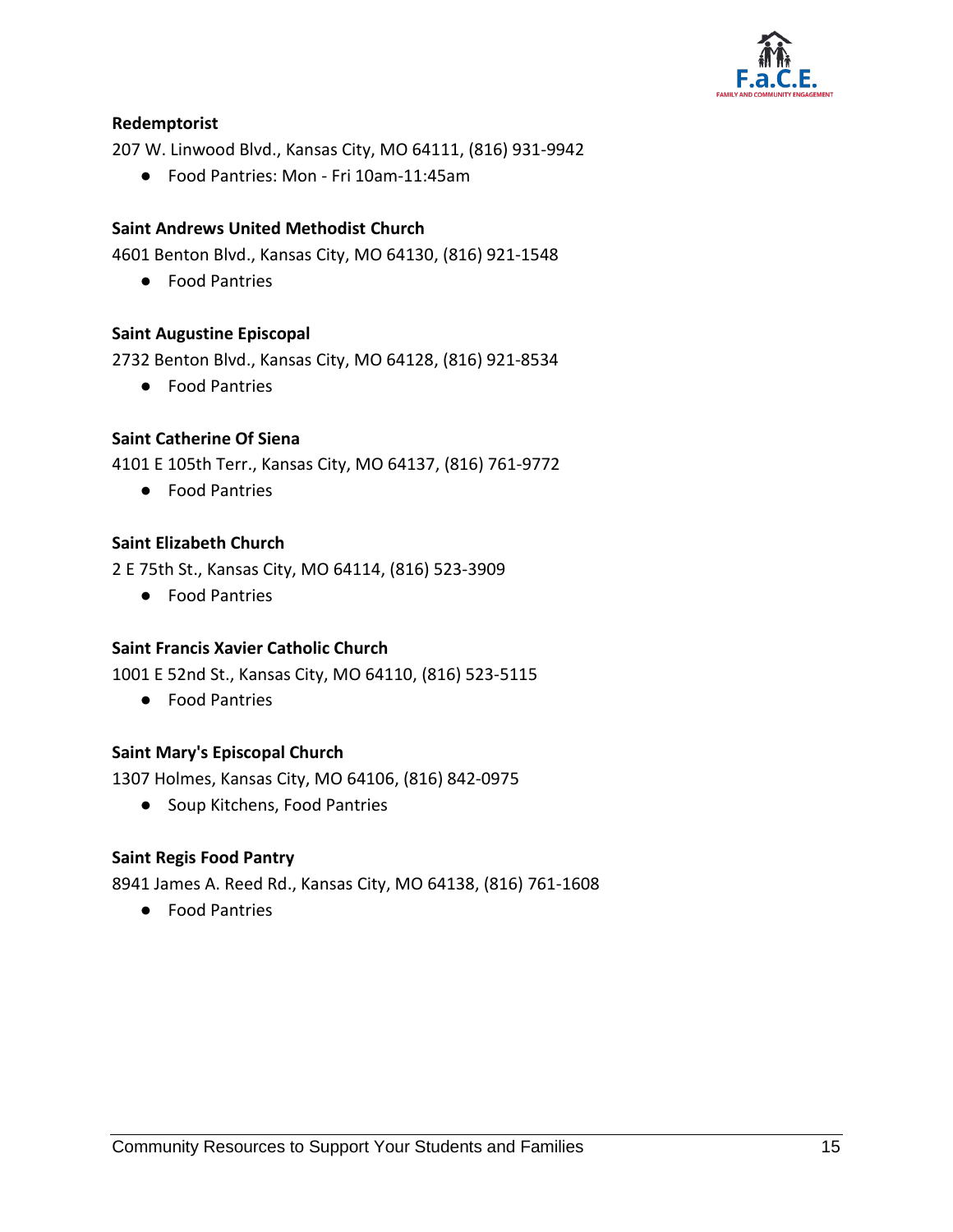**Redemptorist**

207 W. Linwood Blvd., Kansas City, MO 64111, (816) 931-9942

- Food Pantries: Mon - Fri 10am-11:45am

**Saint Andrews United Methodist Church**

4601 Benton Blvd., Kansas City, MO 64130, (816) 921-1548

- Food Pantries

**Saint Augustine Episcopal**

2732 Benton Blvd., Kansas City, MO 64128, (816) 921-8534

- Food Pantries

**Saint Catherine Of Siena**

4101 E 105th Terr., Kansas City, MO 64137, (816) 761-9772

- Food Pantries

**Saint Elizabeth Church**

2 E 75th St., Kansas City, MO 64114, (816) 523-3909

- Food Pantries

**Saint Francis Xavier Catholic Church**

1001 E 52nd St., Kansas City, MO 64110, (816) 523-5115

- Food Pantries

**Saint Mary's Episcopal Church**

1307 Holmes, Kansas City, MO 64106, (816) 842-0975

- Soup Kitchens, Food Pantries

**Saint Regis Food Pantry**

8941 James A. Reed Rd., Kansas City, MO 64138, (816) 761-1608

- Food Pantries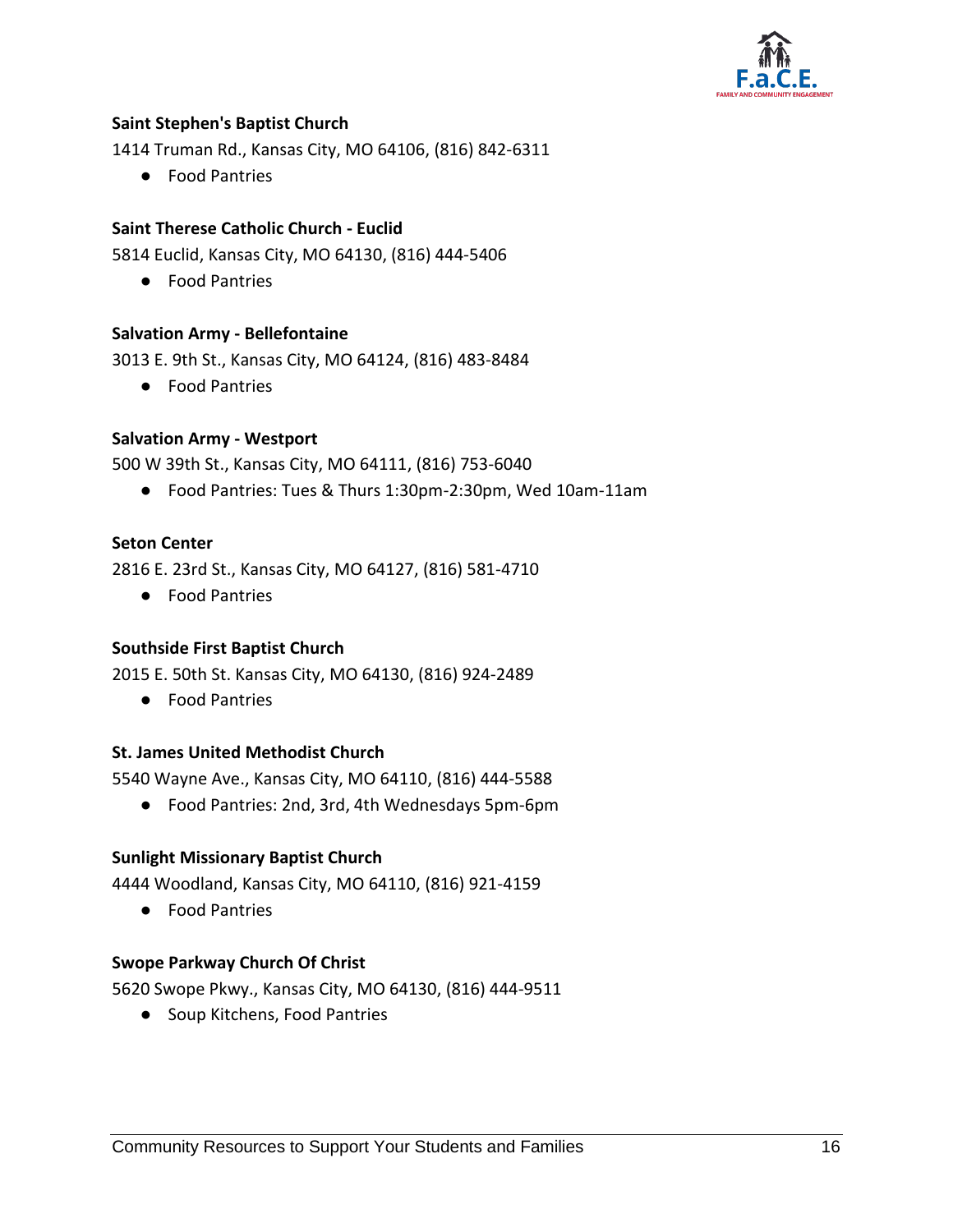**Saint Stephen's Baptist Church**

1414 Truman Rd., Kansas City, MO 64106, (816) 842-6311

- Food Pantries

**Saint Therese Catholic Church - Euclid**

5814 Euclid, Kansas City, MO 64130, (816) 444-5406

- Food Pantries

**Salvation Army - Bellefontaine**

3013 E. 9th St., Kansas City, MO 64124, (816) 483-8484

- Food Pantries

**Salvation Army - Westport**

500 W 39th St., Kansas City, MO 64111, (816) 753-6040

- Food Pantries: Tues & Thurs 1:30pm-2:30pm, Wed 10am-11am

**Seton Center**

2816 E. 23rd St., Kansas City, MO 64127, (816) 581-4710

- Food Pantries

**Southside First Baptist Church**

2015 E. 50th St. Kansas City, MO 64130, (816) 924-2489

- Food Pantries

**St. James United Methodist Church**

5540 Wayne Ave., Kansas City, MO 64110, (816) 444-5588

- Food Pantries: 2nd, 3rd, 4th Wednesdays 5pm-6pm

**Sunlight Missionary Baptist Church**

4444 Woodland, Kansas City, MO 64110, (816) 921-4159

- Food Pantries

**Swope Parkway Church Of Christ**

5620 Swope Pkwy., Kansas City, MO 64130, (816) 444-9511

- Soup Kitchens, Food Pantries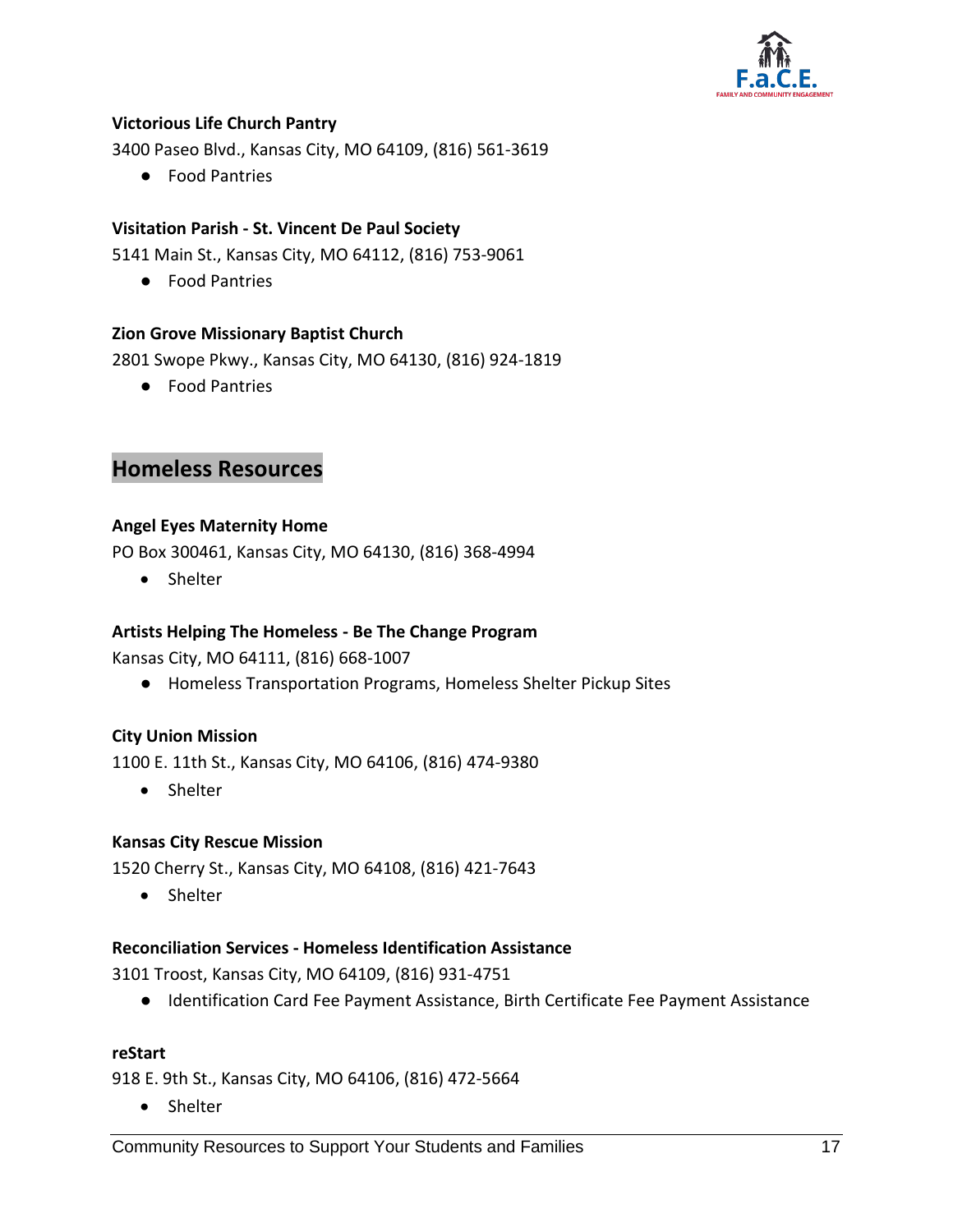**Victorious Life Church Pantry**

3400 Paseo Blvd., Kansas City, MO 64109, (816) 561-3619

- Food Pantries

**Visitation Parish - St. Vincent De Paul Society**

5141 Main St., Kansas City, MO 64112, (816) 753-9061

- Food Pantries

**Zion Grove Missionary Baptist Church**

2801 Swope Pkwy., Kansas City, MO 64130, (816) 924-1819

- Food Pantries

## Homeless Resources

**Angel Eyes Maternity Home**

PO Box 300461, Kansas City, MO 64130, (816) 368-4994

- Shelter

**Artists Helping The Homeless - Be The Change Program**

Kansas City, MO 64111, (816) 668-1007

- Homeless Transportation Programs, Homeless Shelter Pickup Sites

**City Union Mission**

1100 E. 11th St., Kansas City, MO 64106, (816) 474-9380

- Shelter

**Kansas City Rescue Mission**

1520 Cherry St., Kansas City, MO 64108, (816) 421-7643

- Shelter

**Reconciliation Services - Homeless Identification Assistance**

3101 Troost, Kansas City, MO 64109, (816) 931-4751

- Identification Card Fee Payment Assistance, Birth Certificate Fee Payment Assistance

**reStart**

918 E. 9th St., Kansas City, MO 64106, (816) 472-5664

- Shelter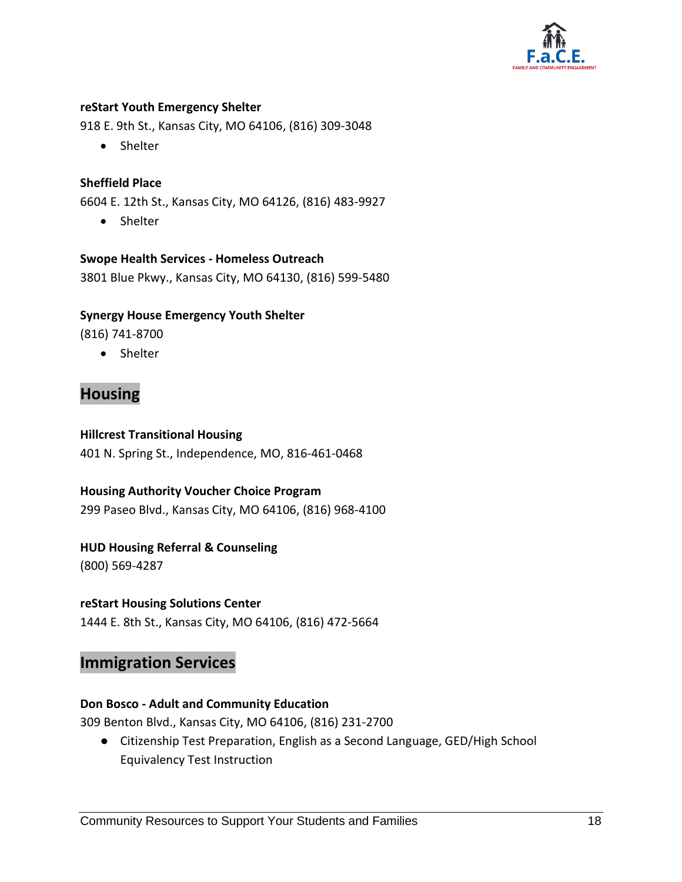**reStart Youth Emergency Shelter**

918 E. 9th St., Kansas City, MO 64106, (816) 309-3048

- Shelter

**Sheffield Place**

6604 E. 12th St., Kansas City, MO 64126, (816) 483-9927

- Shelter

**Swope Health Services - Homeless Outreach**

3801 Blue Pkwy., Kansas City, MO 64130, (816) 599-5480

**Synergy House Emergency Youth Shelter**

(816) 741-8700

- Shelter

## Housing

**Hillcrest Transitional Housing**

401 N. Spring St., Independence, MO, 816-461-0468

**Housing Authority Voucher Choice Program**

299 Paseo Blvd., Kansas City, MO 64106, (816) 968-4100

**HUD Housing Referral & Counseling**

(800) 569-4287

**reStart Housing Solutions Center**

1444 E. 8th St., Kansas City, MO 64106, (816) 472-5664

## Immigration Services

**Don Bosco - Adult and Community Education**

309 Benton Blvd., Kansas City, MO 64106, (816) 231-2700

- Citizenship Test Preparation, English as a Second Language, GED/High School Equivalency Test Instruction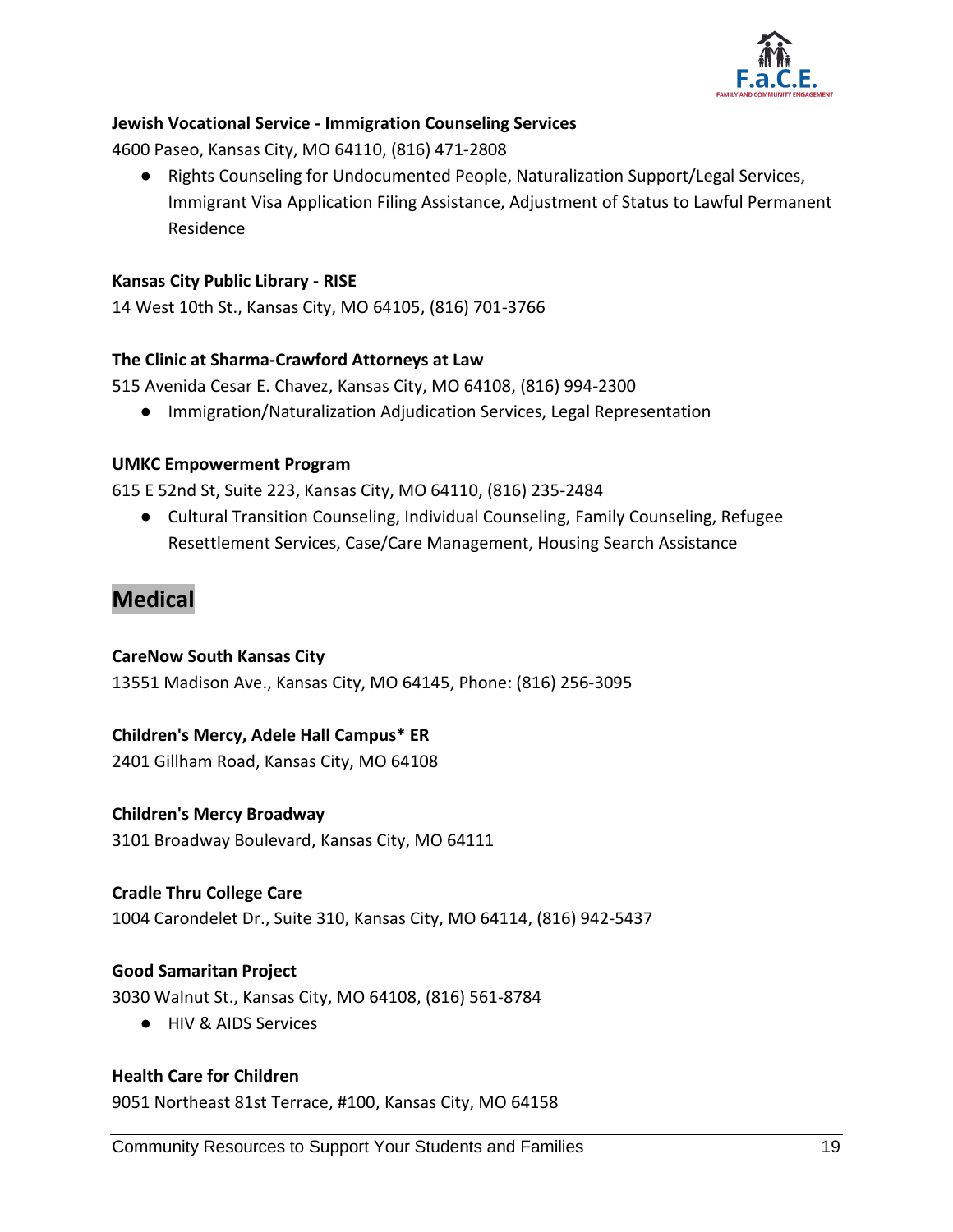**Jewish Vocational Service - Immigration Counseling Services**

4600 Paseo, Kansas City, MO 64110, (816) 471-2808

- Rights Counseling for Undocumented People, Naturalization Support/Legal Services, Immigrant Visa Application Filing Assistance, Adjustment of Status to Lawful Permanent Residence

**Kansas City Public Library - RISE**

14 West 10th St., Kansas City, MO 64105, (816) 701-3766

**The Clinic at Sharma-Crawford Attorneys at Law**

515 Avenida Cesar E. Chavez, Kansas City, MO 64108, (816) 994-2300

- Immigration/Naturalization Adjudication Services, Legal Representation

**UMKC Empowerment Program**

615 E 52nd St, Suite 223, Kansas City, MO 64110, (816) 235-2484

- Cultural Transition Counseling, Individual Counseling, Family Counseling, Refugee Resettlement Services, Case/Care Management, Housing Search Assistance

## Medical

**CareNow South Kansas City**

13551 Madison Ave., Kansas City, MO 64145, Phone: (816) 256-3095

**Children's Mercy, Adele Hall Campus* ER**

2401 Gillham Road, Kansas City, MO 64108

**Children's Mercy Broadway**

3101 Broadway Boulevard, Kansas City, MO 64111

**Cradle Thru College Care**

1004 Carondelet Dr., Suite 310, Kansas City, MO 64114, (816) 942-5437

**Good Samaritan Project**

3030 Walnut St., Kansas City, MO 64108, (816) 561-8784

- HIV & AIDS Services

**Health Care for Children**

9051 Northeast 81st Terrace, #100, Kansas City, MO 64158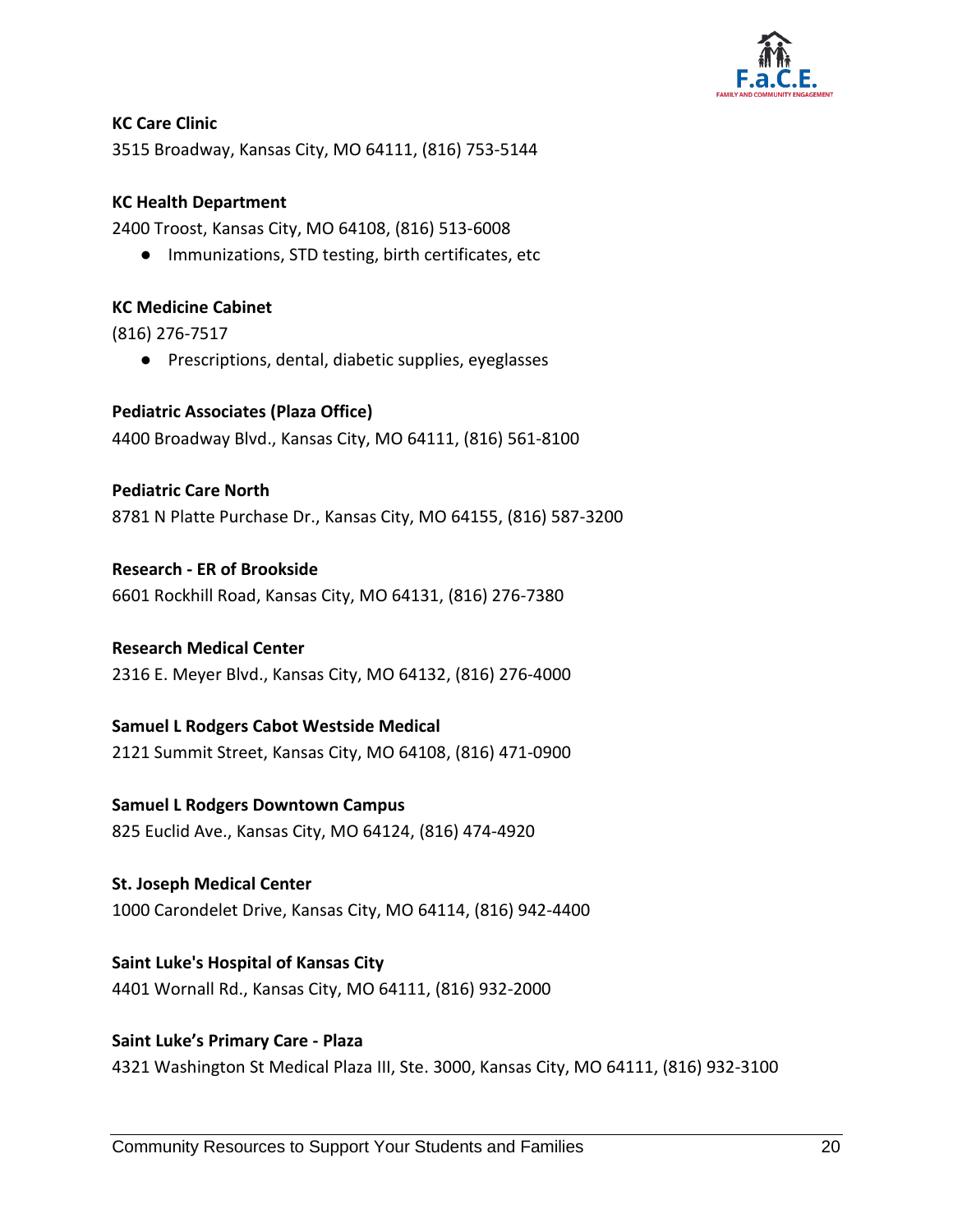**KC Care Clinic**
3515 Broadway, Kansas City, MO 64111, (816) 753-5144

**KC Health Department**
2400 Troost, Kansas City, MO 64108, (816) 513-6008

- Immunizations, STD testing, birth certificates, etc

**KC Medicine Cabinet**
(816) 276-7517

- Prescriptions, dental, diabetic supplies, eyeglasses

**Pediatric Associates (Plaza Office)**
4400 Broadway Blvd., Kansas City, MO 64111, (816) 561-8100

**Pediatric Care North**
8781 N Platte Purchase Dr., Kansas City, MO 64155, (816) 587-3200

**Research - ER of Brookside**
6601 Rockhill Road, Kansas City, MO 64131, (816) 276-7380

**Research Medical Center**
2316 E. Meyer Blvd., Kansas City, MO 64132, (816) 276-4000

**Samuel L Rodgers Cabot Westside Medical**
2121 Summit Street, Kansas City, MO 64108, (816) 471-0900

**Samuel L Rodgers Downtown Campus**
825 Euclid Ave., Kansas City, MO 64124, (816) 474-4920

**St. Joseph Medical Center**
1000 Carondelet Drive, Kansas City, MO 64114, (816) 942-4400

**Saint Luke's Hospital of Kansas City**
4401 Wornall Rd., Kansas City, MO 64111, (816) 932-2000

**Saint Luke's Primary Care - Plaza**
4321 Washington St Medical Plaza III, Ste. 3000, Kansas City, MO 64111, (816) 932-3100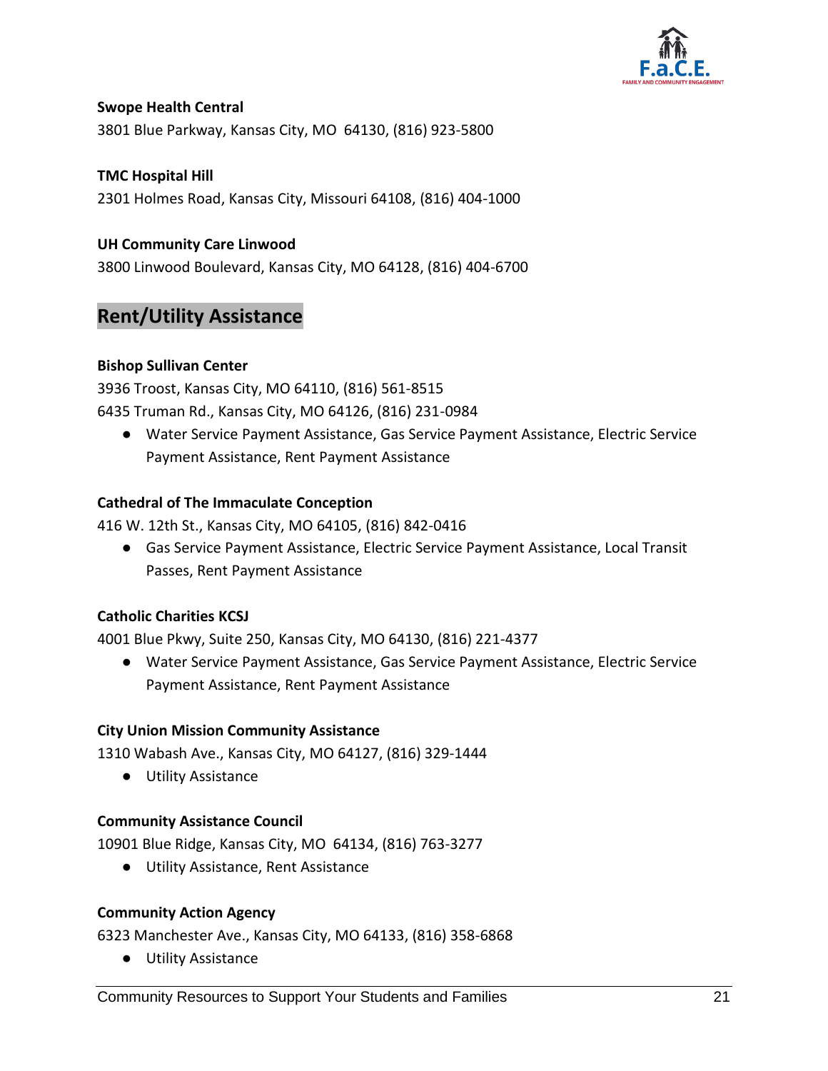**Swope Health Central**

3801 Blue Parkway, Kansas City, MO  64130, (816) 923-5800

**TMC Hospital Hill**

2301 Holmes Road, Kansas City, Missouri 64108, (816) 404-1000

**UH Community Care Linwood**

3800 Linwood Boulevard, Kansas City, MO 64128, (816) 404-6700

## Rent/Utility Assistance

**Bishop Sullivan Center**

3936 Troost, Kansas City, MO 64110, (816) 561-8515
6435 Truman Rd., Kansas City, MO 64126, (816) 231-0984

- Water Service Payment Assistance, Gas Service Payment Assistance, Electric Service Payment Assistance, Rent Payment Assistance

**Cathedral of The Immaculate Conception**

416 W. 12th St., Kansas City, MO 64105, (816) 842-0416

- Gas Service Payment Assistance, Electric Service Payment Assistance, Local Transit Passes, Rent Payment Assistance

**Catholic Charities KCSJ**

4001 Blue Pkwy, Suite 250, Kansas City, MO 64130, (816) 221-4377

- Water Service Payment Assistance, Gas Service Payment Assistance, Electric Service Payment Assistance, Rent Payment Assistance

**City Union Mission Community Assistance**

1310 Wabash Ave., Kansas City, MO 64127, (816) 329-1444

- Utility Assistance

**Community Assistance Council**

10901 Blue Ridge, Kansas City, MO  64134, (816) 763-3277

- Utility Assistance, Rent Assistance

**Community Action Agency**

6323 Manchester Ave., Kansas City, MO 64133, (816) 358-6868

- Utility Assistance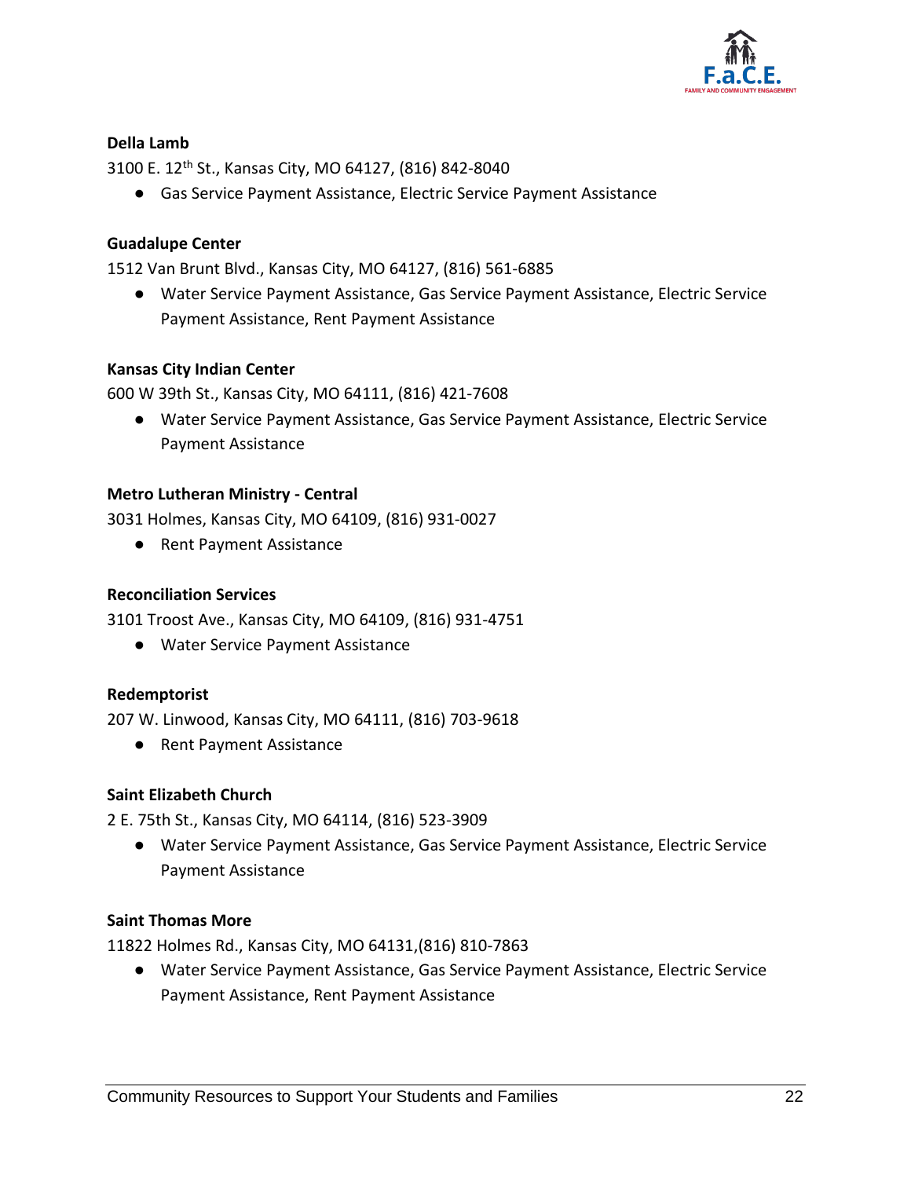**Della Lamb**

3100 E. 12th St., Kansas City, MO 64127, (816) 842-8040

- Gas Service Payment Assistance, Electric Service Payment Assistance

**Guadalupe Center**

1512 Van Brunt Blvd., Kansas City, MO 64127, (816) 561-6885

- Water Service Payment Assistance, Gas Service Payment Assistance, Electric Service Payment Assistance, Rent Payment Assistance

**Kansas City Indian Center**

600 W 39th St., Kansas City, MO 64111, (816) 421-7608

- Water Service Payment Assistance, Gas Service Payment Assistance, Electric Service Payment Assistance

**Metro Lutheran Ministry - Central**

3031 Holmes, Kansas City, MO 64109, (816) 931-0027

- Rent Payment Assistance

**Reconciliation Services**

3101 Troost Ave., Kansas City, MO 64109, (816) 931-4751

- Water Service Payment Assistance

**Redemptorist**

207 W. Linwood, Kansas City, MO 64111, (816) 703-9618

- Rent Payment Assistance

**Saint Elizabeth Church**

2 E. 75th St., Kansas City, MO 64114, (816) 523-3909

- Water Service Payment Assistance, Gas Service Payment Assistance, Electric Service Payment Assistance

**Saint Thomas More**

11822 Holmes Rd., Kansas City, MO 64131,(816) 810-7863

- Water Service Payment Assistance, Gas Service Payment Assistance, Electric Service Payment Assistance, Rent Payment Assistance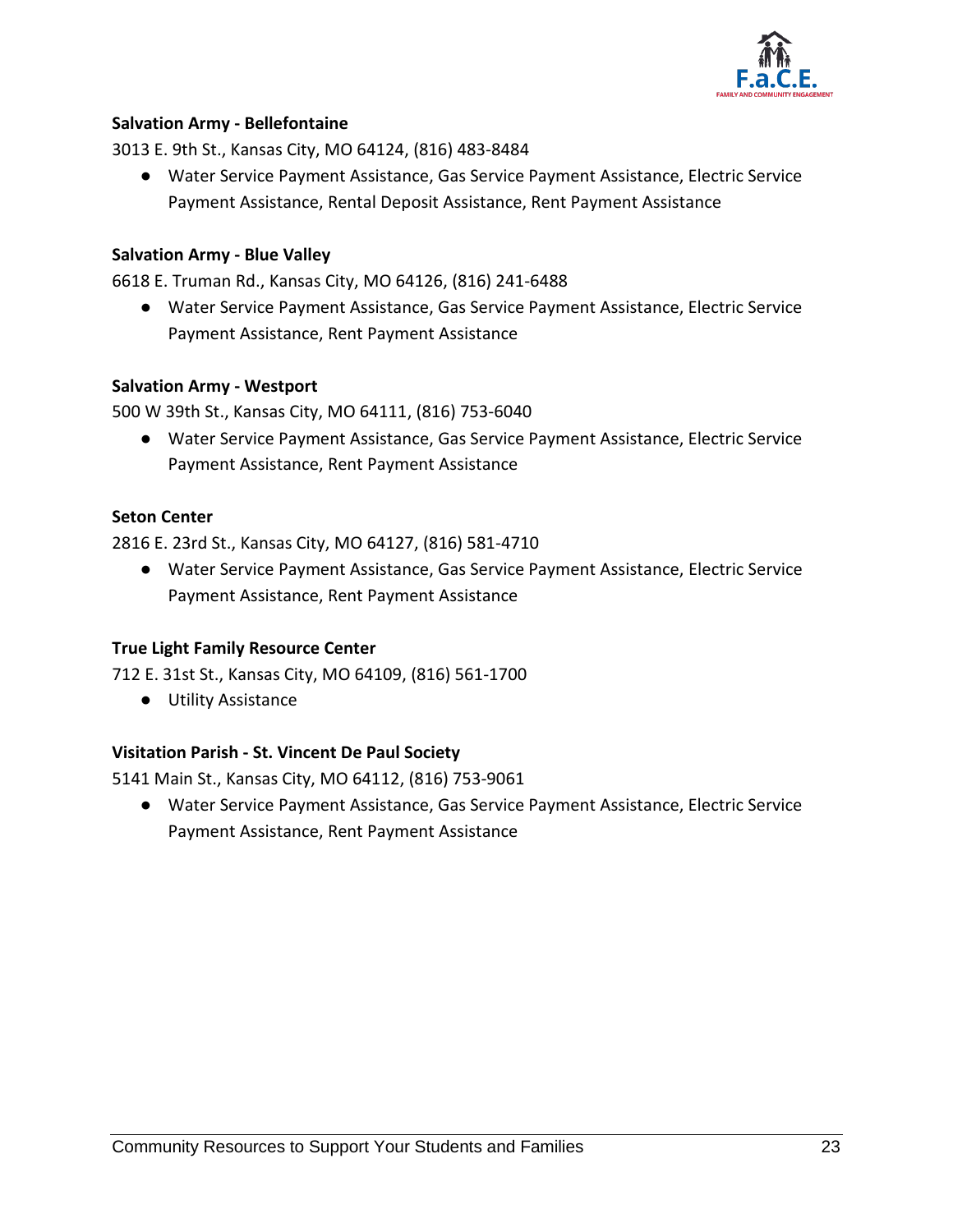**Salvation Army - Bellefontaine**

3013 E. 9th St., Kansas City, MO 64124, (816) 483-8484

- Water Service Payment Assistance, Gas Service Payment Assistance, Electric Service Payment Assistance, Rental Deposit Assistance, Rent Payment Assistance

**Salvation Army - Blue Valley**

6618 E. Truman Rd., Kansas City, MO 64126, (816) 241-6488

- Water Service Payment Assistance, Gas Service Payment Assistance, Electric Service Payment Assistance, Rent Payment Assistance

**Salvation Army - Westport**

500 W 39th St., Kansas City, MO 64111, (816) 753-6040

- Water Service Payment Assistance, Gas Service Payment Assistance, Electric Service Payment Assistance, Rent Payment Assistance

**Seton Center**

2816 E. 23rd St., Kansas City, MO 64127, (816) 581-4710

- Water Service Payment Assistance, Gas Service Payment Assistance, Electric Service Payment Assistance, Rent Payment Assistance

**True Light Family Resource Center**

712 E. 31st St., Kansas City, MO 64109, (816) 561-1700

- Utility Assistance

**Visitation Parish - St. Vincent De Paul Society**

5141 Main St., Kansas City, MO 64112, (816) 753-9061

- Water Service Payment Assistance, Gas Service Payment Assistance, Electric Service Payment Assistance, Rent Payment Assistance